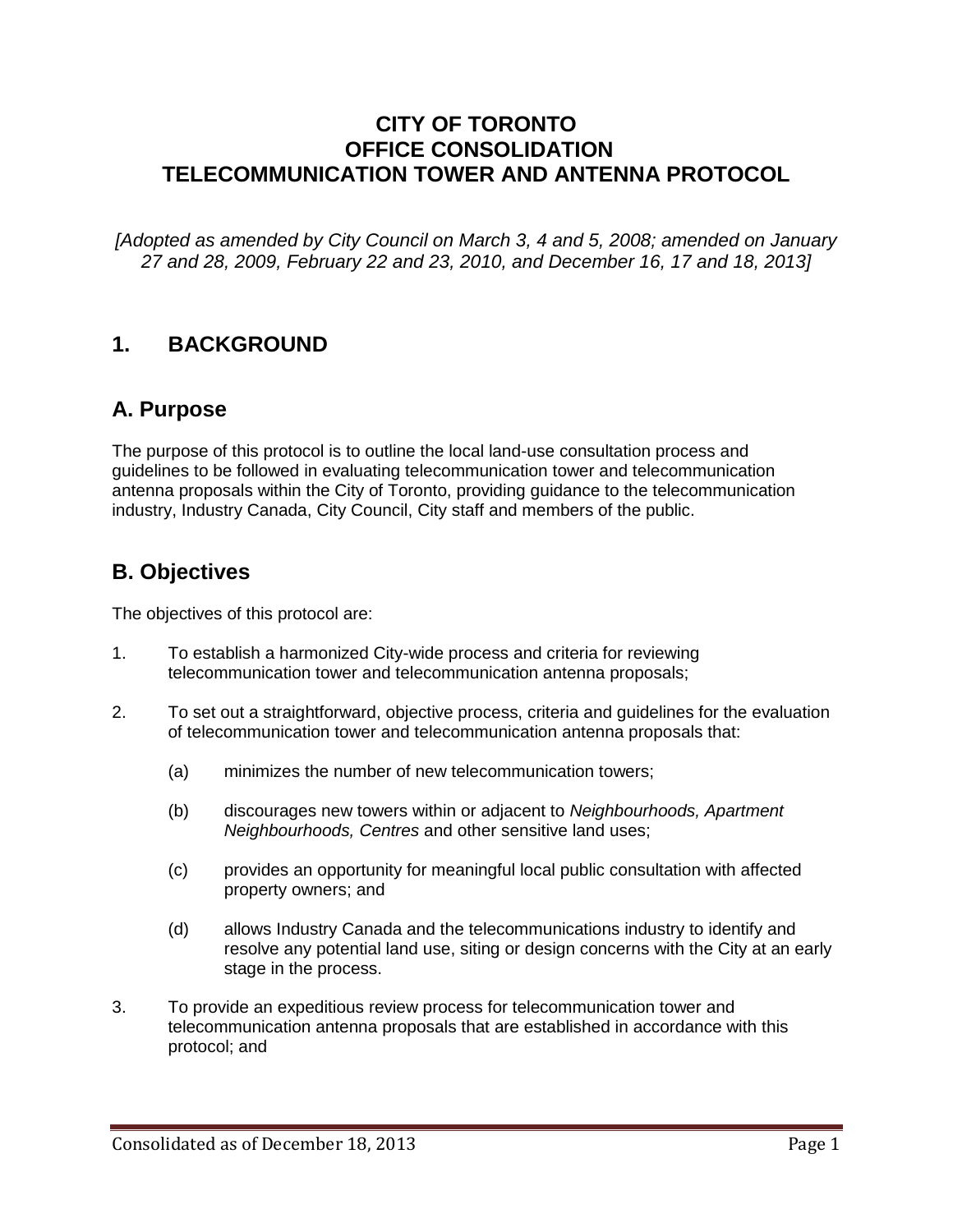# CITY OF TORONTO
# OFFICE CONSOLIDATION
# TELECOMMUNICATION TOWER AND ANTENNA PROTOCOL

*[Adopted as amended by City Council on March 3, 4 and 5, 2008; amended on January 27 and 28, 2009, February 22 and 23, 2010, and December 16, 17 and 18, 2013]*

## 1. BACKGROUND

## A. Purpose

The purpose of this protocol is to outline the local land-use consultation process and guidelines to be followed in evaluating telecommunication tower and telecommunication antenna proposals within the City of Toronto, providing guidance to the telecommunication industry, Industry Canada, City Council, City staff and members of the public.

## B. Objectives

The objectives of this protocol are:

1. To establish a harmonized City-wide process and criteria for reviewing telecommunication tower and telecommunication antenna proposals;

2. To set out a straightforward, objective process, criteria and guidelines for the evaluation of telecommunication tower and telecommunication antenna proposals that:

   (a) minimizes the number of new telecommunication towers;

   (b) discourages new towers within or adjacent to *Neighbourhoods, Apartment Neighbourhoods, Centres* and other sensitive land uses;

   (c) provides an opportunity for meaningful local public consultation with affected property owners; and

   (d) allows Industry Canada and the telecommunications industry to identify and resolve any potential land use, siting or design concerns with the City at an early stage in the process.

3. To provide an expeditious review process for telecommunication tower and telecommunication antenna proposals that are established in accordance with this protocol; and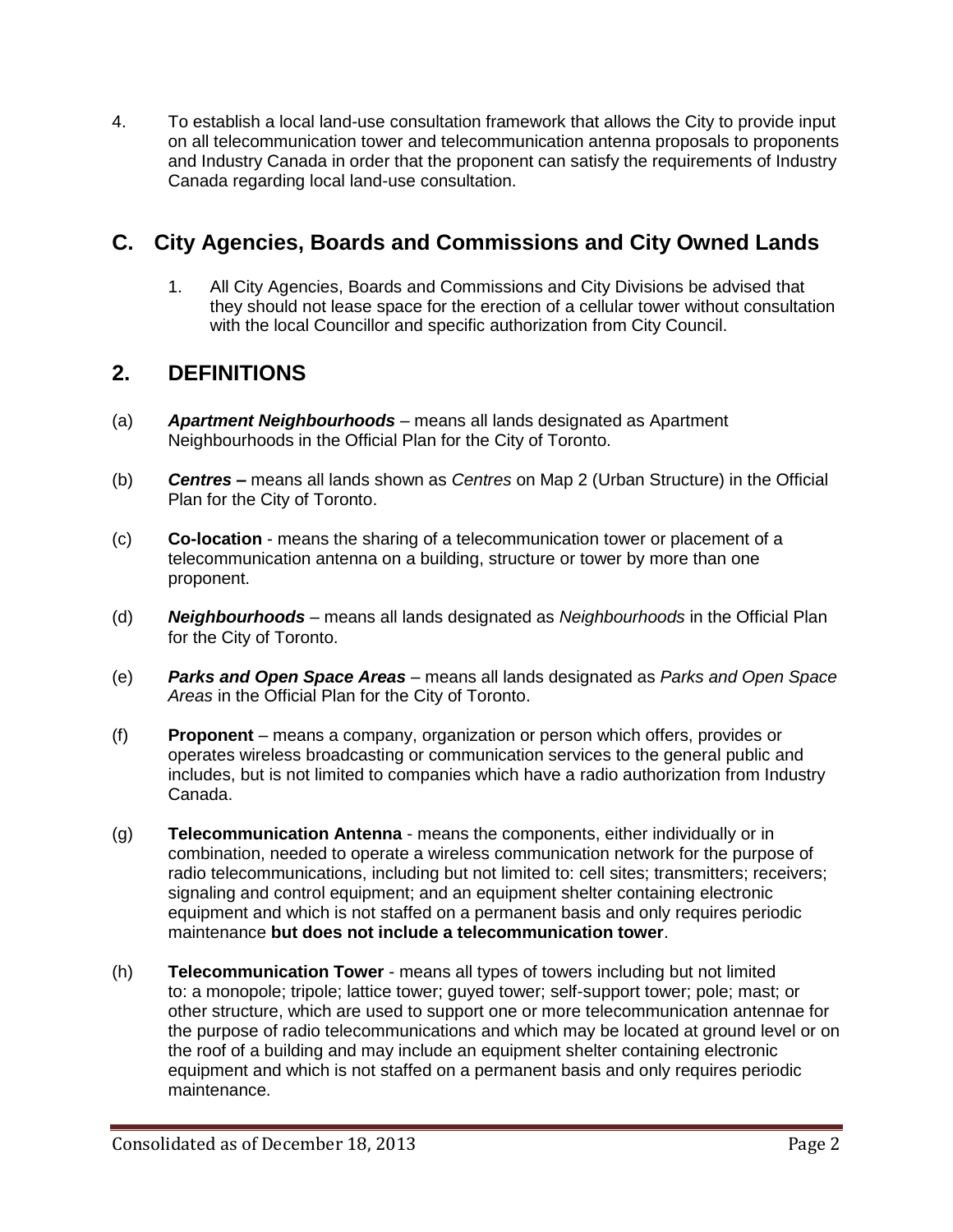4. To establish a local land-use consultation framework that allows the City to provide input on all telecommunication tower and telecommunication antenna proposals to proponents and Industry Canada in order that the proponent can satisfy the requirements of Industry Canada regarding local land-use consultation.

## C. City Agencies, Boards and Commissions and City Owned Lands

1. All City Agencies, Boards and Commissions and City Divisions be advised that they should not lease space for the erection of a cellular tower without consultation with the local Councillor and specific authorization from City Council.

## 2. DEFINITIONS

(a) ***Apartment Neighbourhoods*** – means all lands designated as Apartment Neighbourhoods in the Official Plan for the City of Toronto.

(b) ***Centres*** **–** means all lands shown as *Centres* on Map 2 (Urban Structure) in the Official Plan for the City of Toronto.

(c) **Co-location** - means the sharing of a telecommunication tower or placement of a telecommunication antenna on a building, structure or tower by more than one proponent.

(d) ***Neighbourhoods*** – means all lands designated as *Neighbourhoods* in the Official Plan for the City of Toronto.

(e) ***Parks and Open Space Areas*** – means all lands designated as *Parks and Open Space Areas* in the Official Plan for the City of Toronto.

(f) **Proponent** – means a company, organization or person which offers, provides or operates wireless broadcasting or communication services to the general public and includes, but is not limited to companies which have a radio authorization from Industry Canada.

(g) **Telecommunication Antenna** - means the components, either individually or in combination, needed to operate a wireless communication network for the purpose of radio telecommunications, including but not limited to: cell sites; transmitters; receivers; signaling and control equipment; and an equipment shelter containing electronic equipment and which is not staffed on a permanent basis and only requires periodic maintenance **but does not include a telecommunication tower**.

(h) **Telecommunication Tower** - means all types of towers including but not limited to: a monopole; tripole; lattice tower; guyed tower; self-support tower; pole; mast; or other structure, which are used to support one or more telecommunication antennae for the purpose of radio telecommunications and which may be located at ground level or on the roof of a building and may include an equipment shelter containing electronic equipment and which is not staffed on a permanent basis and only requires periodic maintenance.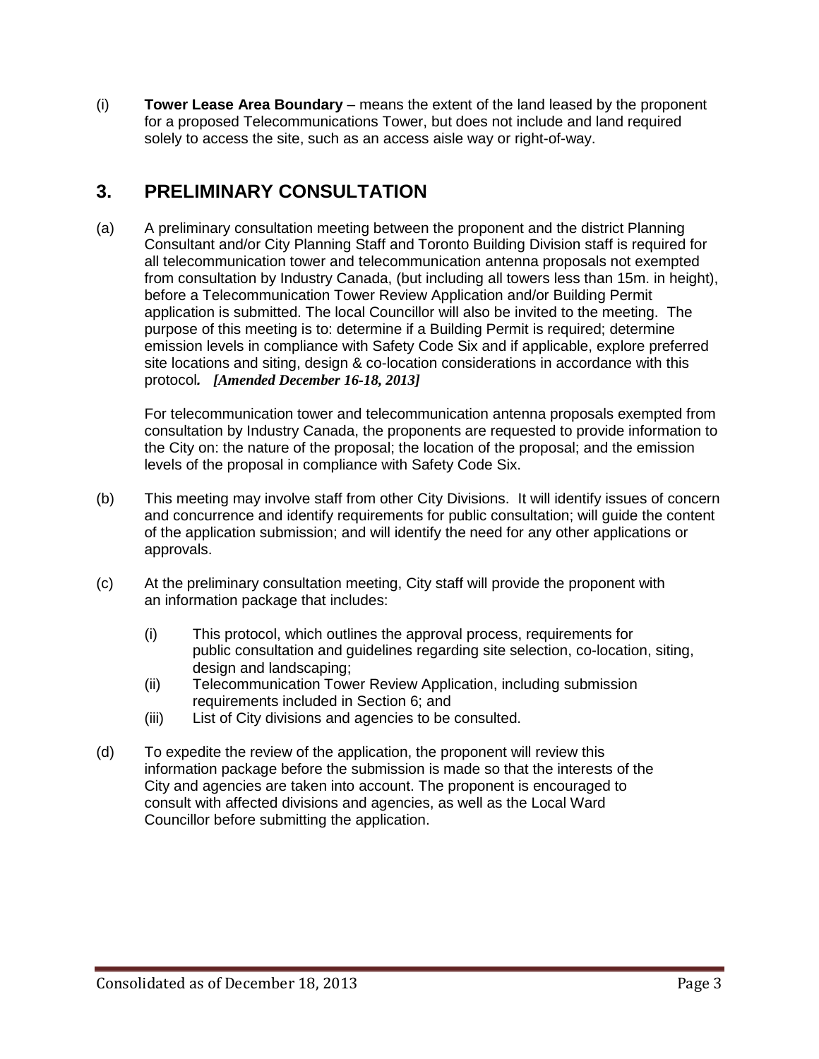(i) **Tower Lease Area Boundary** – means the extent of the land leased by the proponent for a proposed Telecommunications Tower, but does not include and land required solely to access the site, such as an access aisle way or right-of-way.

## 3. PRELIMINARY CONSULTATION

(a) A preliminary consultation meeting between the proponent and the district Planning Consultant and/or City Planning Staff and Toronto Building Division staff is required for all telecommunication tower and telecommunication antenna proposals not exempted from consultation by Industry Canada, (but including all towers less than 15m. in height), before a Telecommunication Tower Review Application and/or Building Permit application is submitted. The local Councillor will also be invited to the meeting. The purpose of this meeting is to: determine if a Building Permit is required; determine emission levels in compliance with Safety Code Six and if applicable, explore preferred site locations and siting, design & co-location considerations in accordance with this protocol. ***[Amended December 16-18, 2013]***

For telecommunication tower and telecommunication antenna proposals exempted from consultation by Industry Canada, the proponents are requested to provide information to the City on: the nature of the proposal; the location of the proposal; and the emission levels of the proposal in compliance with Safety Code Six.

(b) This meeting may involve staff from other City Divisions. It will identify issues of concern and concurrence and identify requirements for public consultation; will guide the content of the application submission; and will identify the need for any other applications or approvals.

(c) At the preliminary consultation meeting, City staff will provide the proponent with an information package that includes:

(i) This protocol, which outlines the approval process, requirements for public consultation and guidelines regarding site selection, co-location, siting, design and landscaping;
(ii) Telecommunication Tower Review Application, including submission requirements included in Section 6; and
(iii) List of City divisions and agencies to be consulted.

(d) To expedite the review of the application, the proponent will review this information package before the submission is made so that the interests of the City and agencies are taken into account. The proponent is encouraged to consult with affected divisions and agencies, as well as the Local Ward Councillor before submitting the application.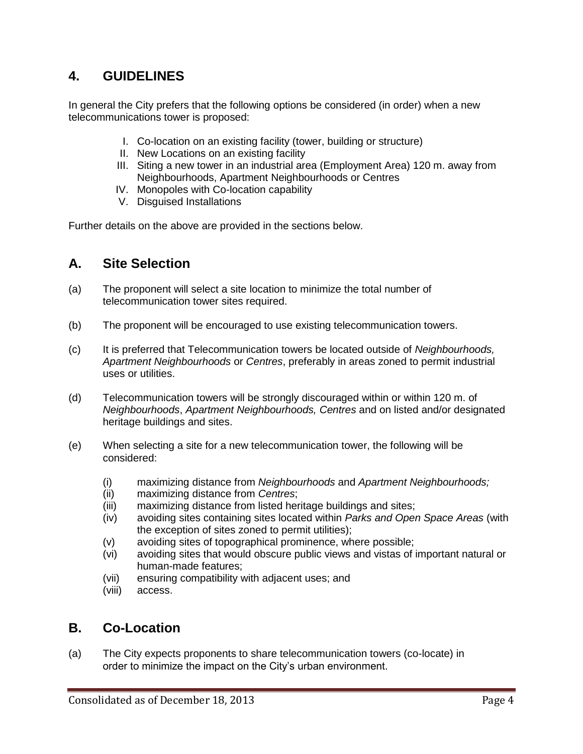## 4. GUIDELINES

In general the City prefers that the following options be considered (in order) when a new telecommunications tower is proposed:

I. Co-location on an existing facility (tower, building or structure)
II. New Locations on an existing facility
III. Siting a new tower in an industrial area (Employment Area) 120 m. away from Neighbourhoods, Apartment Neighbourhoods or Centres
IV. Monopoles with Co-location capability
V. Disguised Installations

Further details on the above are provided in the sections below.

## A. Site Selection

(a) The proponent will select a site location to minimize the total number of telecommunication tower sites required.

(b) The proponent will be encouraged to use existing telecommunication towers.

(c) It is preferred that Telecommunication towers be located outside of *Neighbourhoods, Apartment Neighbourhoods* or *Centres*, preferably in areas zoned to permit industrial uses or utilities.

(d) Telecommunication towers will be strongly discouraged within or within 120 m. of *Neighbourhoods*, *Apartment Neighbourhoods, Centres* and on listed and/or designated heritage buildings and sites.

(e) When selecting a site for a new telecommunication tower, the following will be considered:

(i) maximizing distance from *Neighbourhoods* and *Apartment Neighbourhoods;*
(ii) maximizing distance from *Centres*;
(iii) maximizing distance from listed heritage buildings and sites;
(iv) avoiding sites containing sites located within *Parks and Open Space Areas* (with the exception of sites zoned to permit utilities);
(v) avoiding sites of topographical prominence, where possible;
(vi) avoiding sites that would obscure public views and vistas of important natural or human-made features;
(vii) ensuring compatibility with adjacent uses; and
(viii) access.

## B. Co-Location

(a) The City expects proponents to share telecommunication towers (co-locate) in order to minimize the impact on the City's urban environment.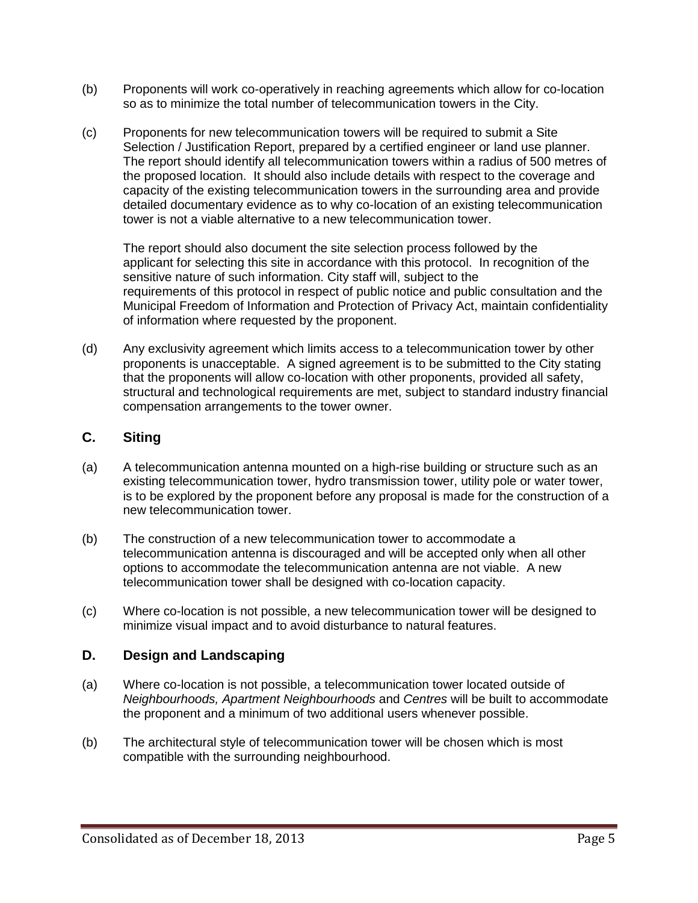(b) Proponents will work co-operatively in reaching agreements which allow for co-location so as to minimize the total number of telecommunication towers in the City.

(c) Proponents for new telecommunication towers will be required to submit a Site Selection / Justification Report, prepared by a certified engineer or land use planner. The report should identify all telecommunication towers within a radius of 500 metres of the proposed location. It should also include details with respect to the coverage and capacity of the existing telecommunication towers in the surrounding area and provide detailed documentary evidence as to why co-location of an existing telecommunication tower is not a viable alternative to a new telecommunication tower.

The report should also document the site selection process followed by the applicant for selecting this site in accordance with this protocol. In recognition of the sensitive nature of such information. City staff will, subject to the requirements of this protocol in respect of public notice and public consultation and the Municipal Freedom of Information and Protection of Privacy Act, maintain confidentiality of information where requested by the proponent.

(d) Any exclusivity agreement which limits access to a telecommunication tower by other proponents is unacceptable. A signed agreement is to be submitted to the City stating that the proponents will allow co-location with other proponents, provided all safety, structural and technological requirements are met, subject to standard industry financial compensation arrangements to the tower owner.

## C. Siting

(a) A telecommunication antenna mounted on a high-rise building or structure such as an existing telecommunication tower, hydro transmission tower, utility pole or water tower, is to be explored by the proponent before any proposal is made for the construction of a new telecommunication tower.

(b) The construction of a new telecommunication tower to accommodate a telecommunication antenna is discouraged and will be accepted only when all other options to accommodate the telecommunication antenna are not viable. A new telecommunication tower shall be designed with co-location capacity.

(c) Where co-location is not possible, a new telecommunication tower will be designed to minimize visual impact and to avoid disturbance to natural features.

## D. Design and Landscaping

(a) Where co-location is not possible, a telecommunication tower located outside of *Neighbourhoods, Apartment Neighbourhoods* and *Centres* will be built to accommodate the proponent and a minimum of two additional users whenever possible.

(b) The architectural style of telecommunication tower will be chosen which is most compatible with the surrounding neighbourhood.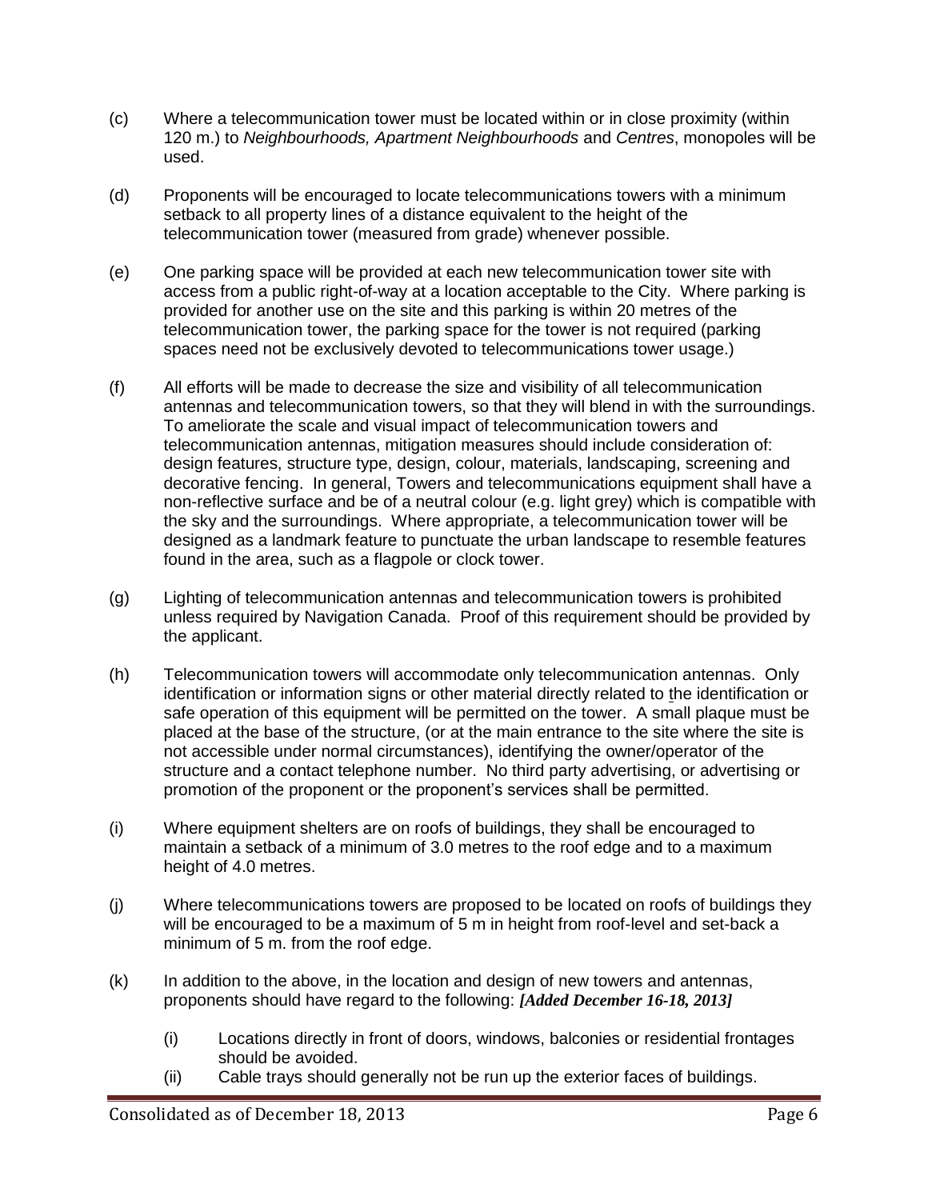(c) Where a telecommunication tower must be located within or in close proximity (within 120 m.) to *Neighbourhoods, Apartment Neighbourhoods* and *Centres*, monopoles will be used.

(d) Proponents will be encouraged to locate telecommunications towers with a minimum setback to all property lines of a distance equivalent to the height of the telecommunication tower (measured from grade) whenever possible.

(e) One parking space will be provided at each new telecommunication tower site with access from a public right-of-way at a location acceptable to the City. Where parking is provided for another use on the site and this parking is within 20 metres of the telecommunication tower, the parking space for the tower is not required (parking spaces need not be exclusively devoted to telecommunications tower usage.)

(f) All efforts will be made to decrease the size and visibility of all telecommunication antennas and telecommunication towers, so that they will blend in with the surroundings. To ameliorate the scale and visual impact of telecommunication towers and telecommunication antennas, mitigation measures should include consideration of: design features, structure type, design, colour, materials, landscaping, screening and decorative fencing. In general, Towers and telecommunications equipment shall have a non-reflective surface and be of a neutral colour (e.g. light grey) which is compatible with the sky and the surroundings. Where appropriate, a telecommunication tower will be designed as a landmark feature to punctuate the urban landscape to resemble features found in the area, such as a flagpole or clock tower.

(g) Lighting of telecommunication antennas and telecommunication towers is prohibited unless required by Navigation Canada. Proof of this requirement should be provided by the applicant.

(h) Telecommunication towers will accommodate only telecommunication antennas. Only identification or information signs or other material directly related to the identification or safe operation of this equipment will be permitted on the tower. A small plaque must be placed at the base of the structure, (or at the main entrance to the site where the site is not accessible under normal circumstances), identifying the owner/operator of the structure and a contact telephone number. No third party advertising, or advertising or promotion of the proponent or the proponent's services shall be permitted.

(i) Where equipment shelters are on roofs of buildings, they shall be encouraged to maintain a setback of a minimum of 3.0 metres to the roof edge and to a maximum height of 4.0 metres.

(j) Where telecommunications towers are proposed to be located on roofs of buildings they will be encouraged to be a maximum of 5 m in height from roof-level and set-back a minimum of 5 m. from the roof edge.

(k) In addition to the above, in the location and design of new towers and antennas, proponents should have regard to the following: ***[Added December 16-18, 2013]***

  (i) Locations directly in front of doors, windows, balconies or residential frontages should be avoided.

  (ii) Cable trays should generally not be run up the exterior faces of buildings.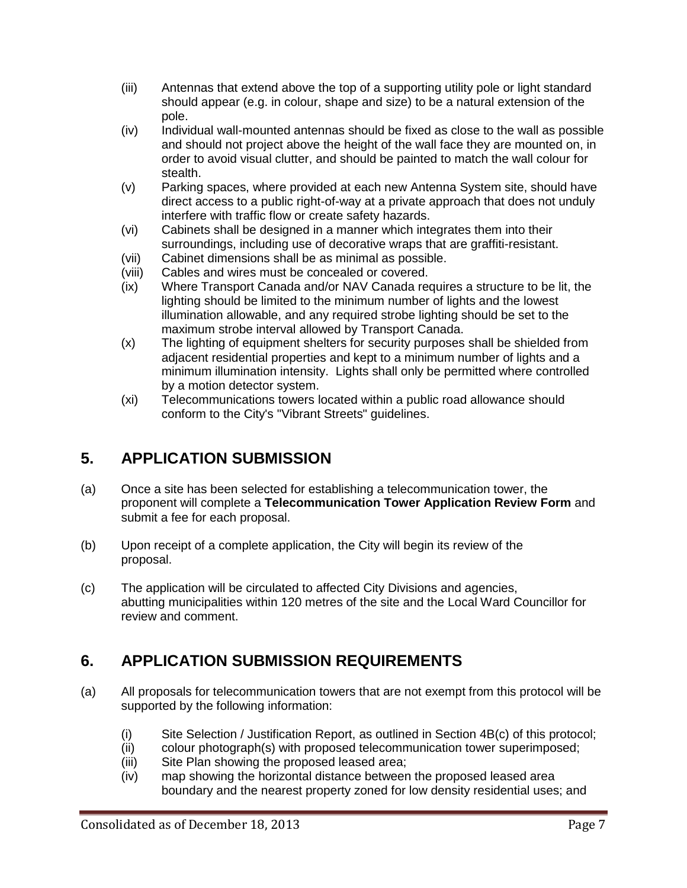(iii) Antennas that extend above the top of a supporting utility pole or light standard should appear (e.g. in colour, shape and size) to be a natural extension of the pole.

(iv) Individual wall-mounted antennas should be fixed as close to the wall as possible and should not project above the height of the wall face they are mounted on, in order to avoid visual clutter, and should be painted to match the wall colour for stealth.

(v) Parking spaces, where provided at each new Antenna System site, should have direct access to a public right-of-way at a private approach that does not unduly interfere with traffic flow or create safety hazards.

(vi) Cabinets shall be designed in a manner which integrates them into their surroundings, including use of decorative wraps that are graffiti-resistant.

(vii) Cabinet dimensions shall be as minimal as possible.

(viii) Cables and wires must be concealed or covered.

(ix) Where Transport Canada and/or NAV Canada requires a structure to be lit, the lighting should be limited to the minimum number of lights and the lowest illumination allowable, and any required strobe lighting should be set to the maximum strobe interval allowed by Transport Canada.

(x) The lighting of equipment shelters for security purposes shall be shielded from adjacent residential properties and kept to a minimum number of lights and a minimum illumination intensity. Lights shall only be permitted where controlled by a motion detector system.

(xi) Telecommunications towers located within a public road allowance should conform to the City's "Vibrant Streets" guidelines.

## 5. APPLICATION SUBMISSION

(a) Once a site has been selected for establishing a telecommunication tower, the proponent will complete a **Telecommunication Tower Application Review Form** and submit a fee for each proposal.

(b) Upon receipt of a complete application, the City will begin its review of the proposal.

(c) The application will be circulated to affected City Divisions and agencies, abutting municipalities within 120 metres of the site and the Local Ward Councillor for review and comment.

## 6. APPLICATION SUBMISSION REQUIREMENTS

(a) All proposals for telecommunication towers that are not exempt from this protocol will be supported by the following information:

(i) Site Selection / Justification Report, as outlined in Section 4B(c) of this protocol;

(ii) colour photograph(s) with proposed telecommunication tower superimposed;

(iii) Site Plan showing the proposed leased area;

(iv) map showing the horizontal distance between the proposed leased area boundary and the nearest property zoned for low density residential uses; and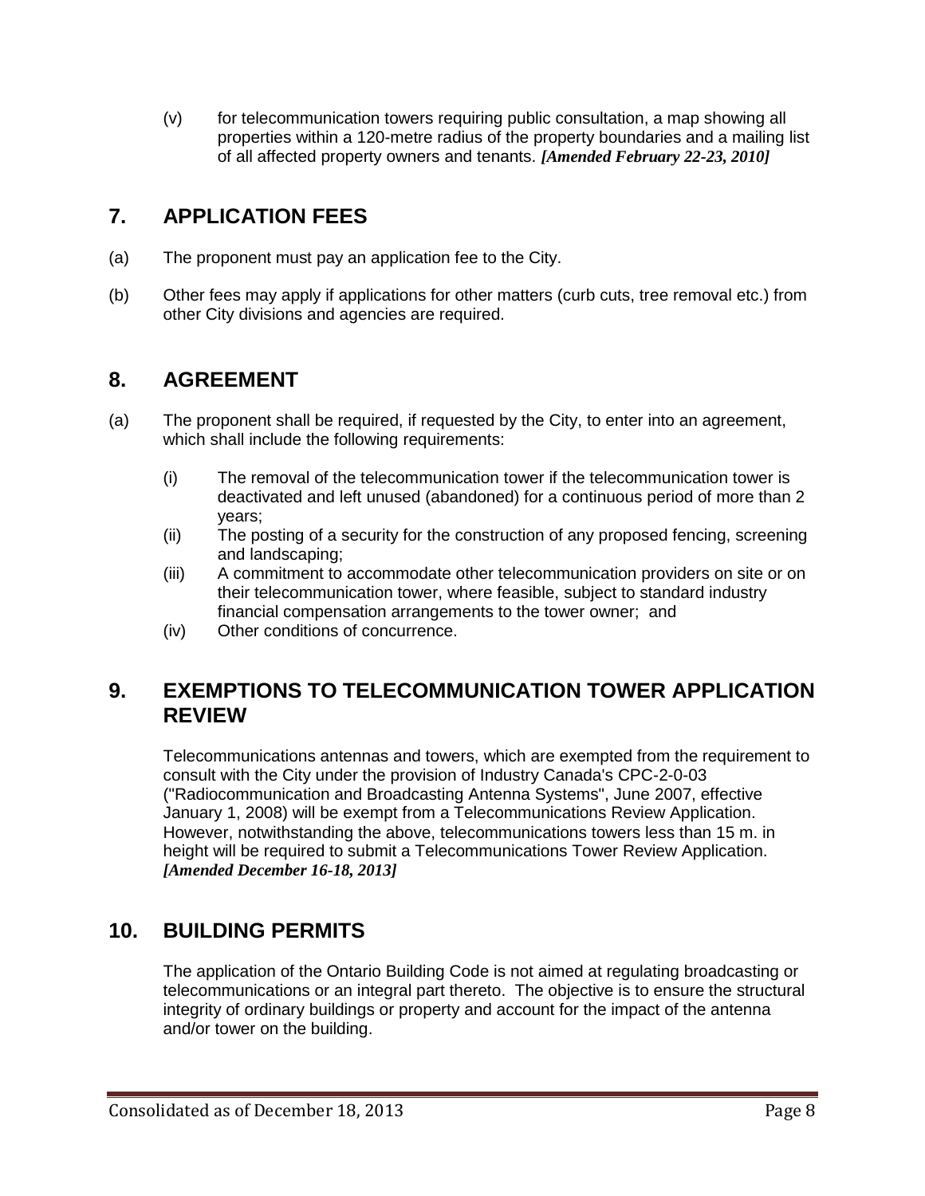(v) for telecommunication towers requiring public consultation, a map showing all properties within a 120-metre radius of the property boundaries and a mailing list of all affected property owners and tenants. ***[Amended February 22-23, 2010]***

## 7. APPLICATION FEES

(a) The proponent must pay an application fee to the City.

(b) Other fees may apply if applications for other matters (curb cuts, tree removal etc.) from other City divisions and agencies are required.

## 8. AGREEMENT

(a) The proponent shall be required, if requested by the City, to enter into an agreement, which shall include the following requirements:

(i) The removal of the telecommunication tower if the telecommunication tower is deactivated and left unused (abandoned) for a continuous period of more than 2 years;

(ii) The posting of a security for the construction of any proposed fencing, screening and landscaping;

(iii) A commitment to accommodate other telecommunication providers on site or on their telecommunication tower, where feasible, subject to standard industry financial compensation arrangements to the tower owner; and

(iv) Other conditions of concurrence.

## 9. EXEMPTIONS TO TELECOMMUNICATION TOWER APPLICATION REVIEW

Telecommunications antennas and towers, which are exempted from the requirement to consult with the City under the provision of Industry Canada's CPC-2-0-03 ("Radiocommunication and Broadcasting Antenna Systems", June 2007, effective January 1, 2008) will be exempt from a Telecommunications Review Application. However, notwithstanding the above, telecommunications towers less than 15 m. in height will be required to submit a Telecommunications Tower Review Application. ***[Amended December 16-18, 2013]***

## 10. BUILDING PERMITS

The application of the Ontario Building Code is not aimed at regulating broadcasting or telecommunications or an integral part thereto. The objective is to ensure the structural integrity of ordinary buildings or property and account for the impact of the antenna and/or tower on the building.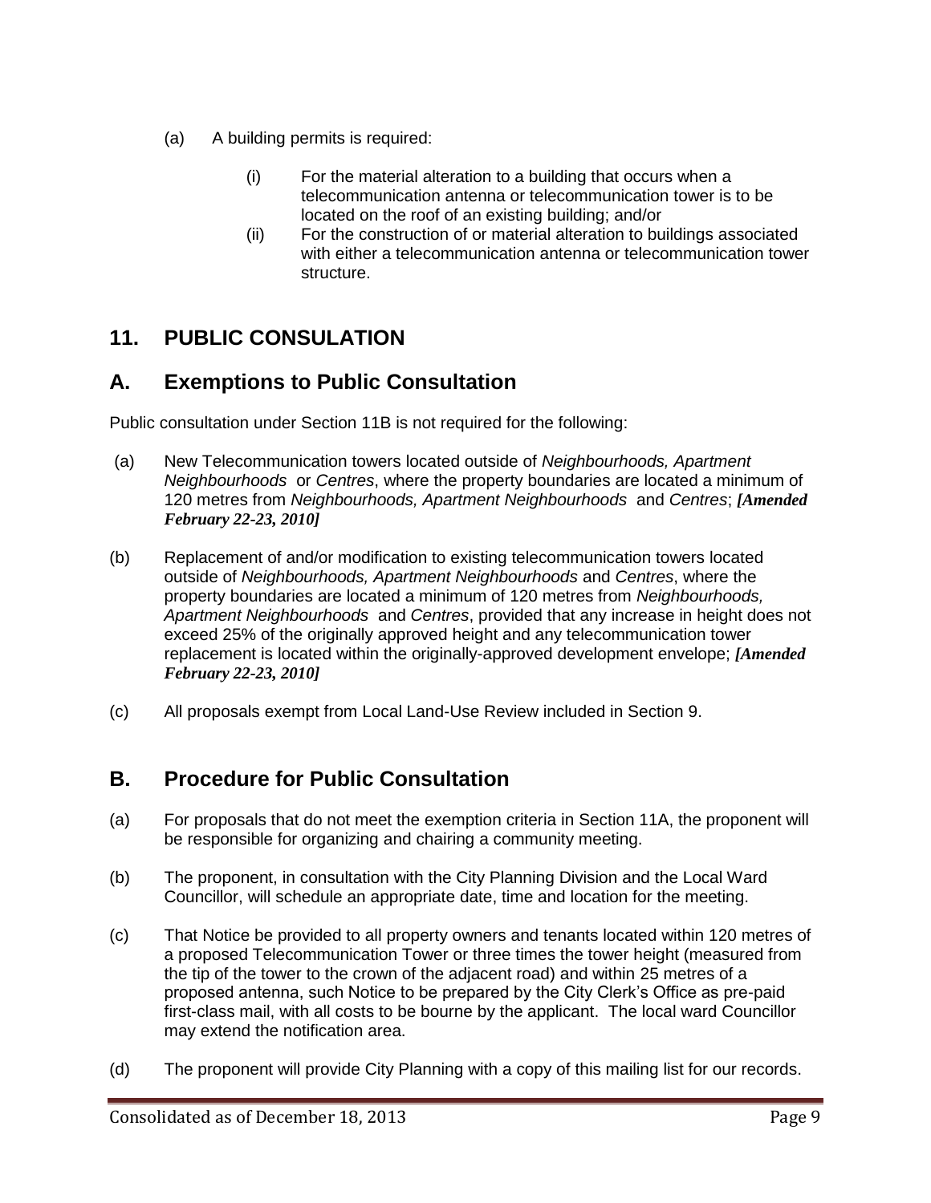(a) A building permits is required:

   (i) For the material alteration to a building that occurs when a telecommunication antenna or telecommunication tower is to be located on the roof of an existing building; and/or

   (ii) For the construction of or material alteration to buildings associated with either a telecommunication antenna or telecommunication tower structure.

## 11. PUBLIC CONSULATION

## A. Exemptions to Public Consultation

Public consultation under Section 11B is not required for the following:

(a) New Telecommunication towers located outside of *Neighbourhoods, Apartment Neighbourhoods* or *Centres*, where the property boundaries are located a minimum of 120 metres from *Neighbourhoods, Apartment Neighbourhoods* and *Centres*; ***[Amended February 22-23, 2010]***

(b) Replacement of and/or modification to existing telecommunication towers located outside of *Neighbourhoods, Apartment Neighbourhoods* and *Centres*, where the property boundaries are located a minimum of 120 metres from *Neighbourhoods, Apartment Neighbourhoods* and *Centres*, provided that any increase in height does not exceed 25% of the originally approved height and any telecommunication tower replacement is located within the originally-approved development envelope; ***[Amended February 22-23, 2010]***

(c) All proposals exempt from Local Land-Use Review included in Section 9.

## B. Procedure for Public Consultation

(a) For proposals that do not meet the exemption criteria in Section 11A, the proponent will be responsible for organizing and chairing a community meeting.

(b) The proponent, in consultation with the City Planning Division and the Local Ward Councillor, will schedule an appropriate date, time and location for the meeting.

(c) That Notice be provided to all property owners and tenants located within 120 metres of a proposed Telecommunication Tower or three times the tower height (measured from the tip of the tower to the crown of the adjacent road) and within 25 metres of a proposed antenna, such Notice to be prepared by the City Clerk's Office as pre-paid first-class mail, with all costs to be bourne by the applicant. The local ward Councillor may extend the notification area.

(d) The proponent will provide City Planning with a copy of this mailing list for our records.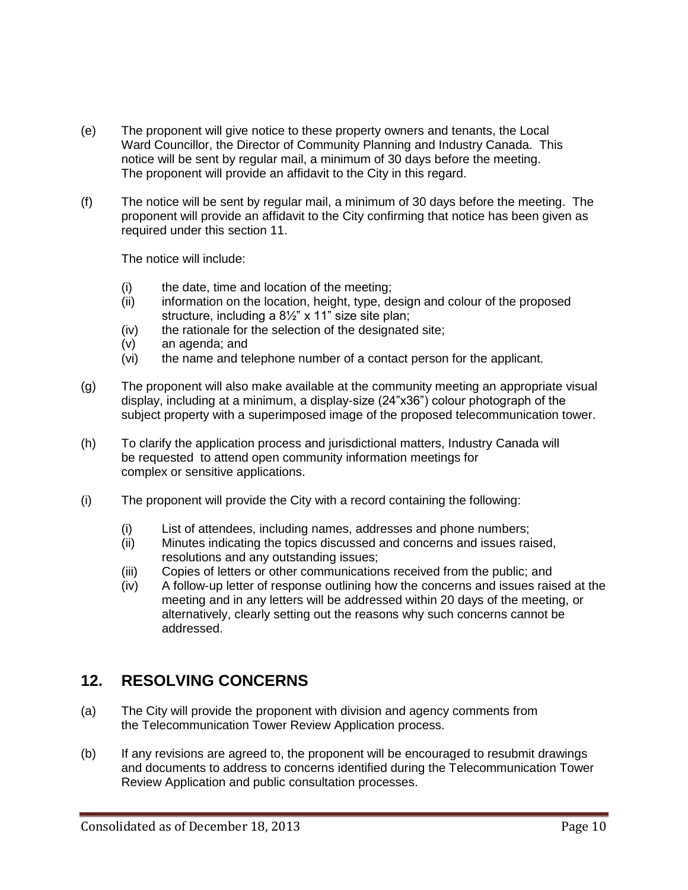(e) The proponent will give notice to these property owners and tenants, the Local Ward Councillor, the Director of Community Planning and Industry Canada. This notice will be sent by regular mail, a minimum of 30 days before the meeting. The proponent will provide an affidavit to the City in this regard.

(f) The notice will be sent by regular mail, a minimum of 30 days before the meeting. The proponent will provide an affidavit to the City confirming that notice has been given as required under this section 11.

The notice will include:

- (i) the date, time and location of the meeting;
- (ii) information on the location, height, type, design and colour of the proposed structure, including a 8½" x 11" size site plan;
- (iv) the rationale for the selection of the designated site;
- (v) an agenda; and
- (vi) the name and telephone number of a contact person for the applicant.

(g) The proponent will also make available at the community meeting an appropriate visual display, including at a minimum, a display-size (24"x36") colour photograph of the subject property with a superimposed image of the proposed telecommunication tower.

(h) To clarify the application process and jurisdictional matters, Industry Canada will be requested to attend open community information meetings for complex or sensitive applications.

(i) The proponent will provide the City with a record containing the following:

- (i) List of attendees, including names, addresses and phone numbers;
- (ii) Minutes indicating the topics discussed and concerns and issues raised, resolutions and any outstanding issues;
- (iii) Copies of letters or other communications received from the public; and
- (iv) A follow-up letter of response outlining how the concerns and issues raised at the meeting and in any letters will be addressed within 20 days of the meeting, or alternatively, clearly setting out the reasons why such concerns cannot be addressed.

## 12. RESOLVING CONCERNS

(a) The City will provide the proponent with division and agency comments from the Telecommunication Tower Review Application process.

(b) If any revisions are agreed to, the proponent will be encouraged to resubmit drawings and documents to address to concerns identified during the Telecommunication Tower Review Application and public consultation processes.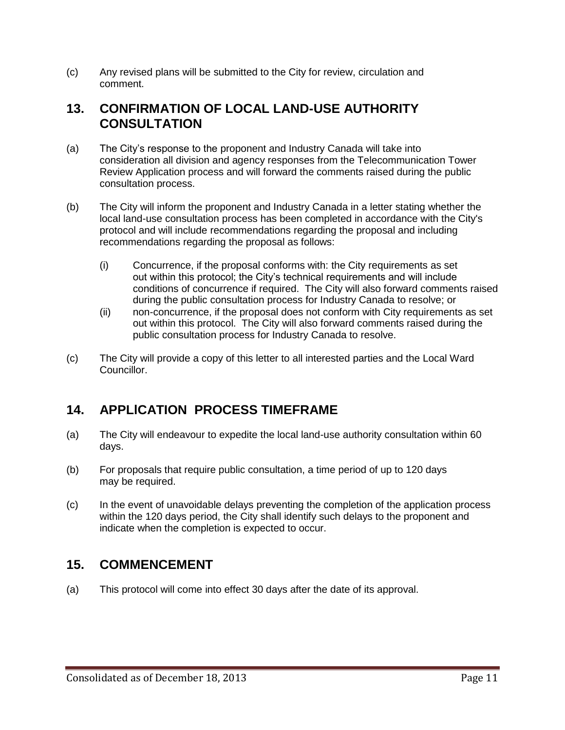(c) Any revised plans will be submitted to the City for review, circulation and comment.

## 13. CONFIRMATION OF LOCAL LAND-USE AUTHORITY CONSULTATION

(a) The City's response to the proponent and Industry Canada will take into consideration all division and agency responses from the Telecommunication Tower Review Application process and will forward the comments raised during the public consultation process.

(b) The City will inform the proponent and Industry Canada in a letter stating whether the local land-use consultation process has been completed in accordance with the City's protocol and will include recommendations regarding the proposal and including recommendations regarding the proposal as follows:

   (i) Concurrence, if the proposal conforms with: the City requirements as set out within this protocol; the City's technical requirements and will include conditions of concurrence if required. The City will also forward comments raised during the public consultation process for Industry Canada to resolve; or

   (ii) non-concurrence, if the proposal does not conform with City requirements as set out within this protocol. The City will also forward comments raised during the public consultation process for Industry Canada to resolve.

(c) The City will provide a copy of this letter to all interested parties and the Local Ward Councillor.

## 14. APPLICATION PROCESS TIMEFRAME

(a) The City will endeavour to expedite the local land-use authority consultation within 60 days.

(b) For proposals that require public consultation, a time period of up to 120 days may be required.

(c) In the event of unavoidable delays preventing the completion of the application process within the 120 days period, the City shall identify such delays to the proponent and indicate when the completion is expected to occur.

## 15. COMMENCEMENT

(a) This protocol will come into effect 30 days after the date of its approval.

Consolidated as of December 18, 2013